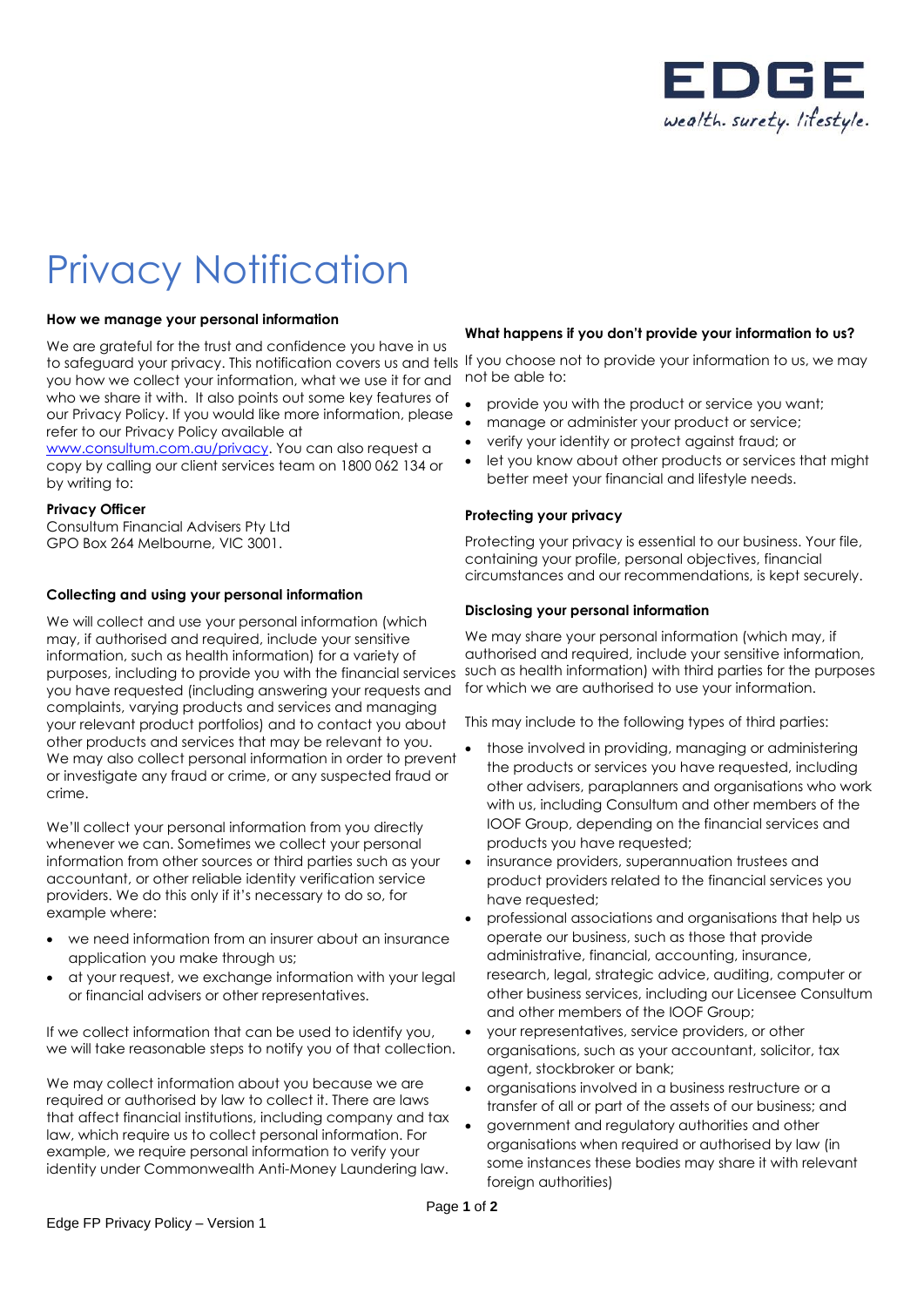# Privacy Notification

### How we manage your personal information

We are grateful for the trust and confidence you have in us to safeguard your privacy. This notification covers us and tells you how we collect your information, what we use it for and who we share it with. It also points out some key features of our Privacy Policy. If you would like more information, please refer to our Privacy Policy available at [www.consultum.com.au/privacy](www.consultum.com.au/privacy). You can also request a copy by calling our client services team on 1800 062 134 or by writing to:

**Privacy Officer**
Consultum Financial Advisers Pty Ltd
GPO Box 264 Melbourne, VIC 3001.

### Collecting and using your personal information

We will collect and use your personal information (which may, if authorised and required, include your sensitive information, such as health information) for a variety of purposes, including to provide you with the financial services you have requested (including answering your requests and complaints, varying products and services and managing your relevant product portfolios) and to contact you about other products and services that may be relevant to you. We may also collect personal information in order to prevent or investigate any fraud or crime, or any suspected fraud or crime.

We'll collect your personal information from you directly whenever we can. Sometimes we collect your personal information from other sources or third parties such as your accountant, or other reliable identity verification service providers. We do this only if it's necessary to do so, for example where:

- we need information from an insurer about an insurance application you make through us;
- at your request, we exchange information with your legal or financial advisers or other representatives.

If we collect information that can be used to identify you, we will take reasonable steps to notify you of that collection.

We may collect information about you because we are required or authorised by law to collect it. There are laws that affect financial institutions, including company and tax law, which require us to collect personal information. For example, we require personal information to verify your identity under Commonwealth Anti-Money Laundering law.

### What happens if you don't provide your information to us?

If you choose not to provide your information to us, we may not be able to:

- provide you with the product or service you want;
- manage or administer your product or service;
- verify your identity or protect against fraud; or
- let you know about other products or services that might better meet your financial and lifestyle needs.

### Protecting your privacy

Protecting your privacy is essential to our business. Your file, containing your profile, personal objectives, financial circumstances and our recommendations, is kept securely.

### Disclosing your personal information

We may share your personal information (which may, if authorised and required, include your sensitive information, such as health information) with third parties for the purposes for which we are authorised to use your information.

This may include to the following types of third parties:

- those involved in providing, managing or administering the products or services you have requested, including other advisers, paraplanners and organisations who work with us, including Consultum and other members of the IOOF Group, depending on the financial services and products you have requested;
- insurance providers, superannuation trustees and product providers related to the financial services you have requested;
- professional associations and organisations that help us operate our business, such as those that provide administrative, financial, accounting, insurance, research, legal, strategic advice, auditing, computer or other business services, including our Licensee Consultum and other members of the IOOF Group;
- your representatives, service providers, or other organisations, such as your accountant, solicitor, tax agent, stockbroker or bank;
- organisations involved in a business restructure or a transfer of all or part of the assets of our business; and
- government and regulatory authorities and other organisations when required or authorised by law (in some instances these bodies may share it with relevant foreign authorities)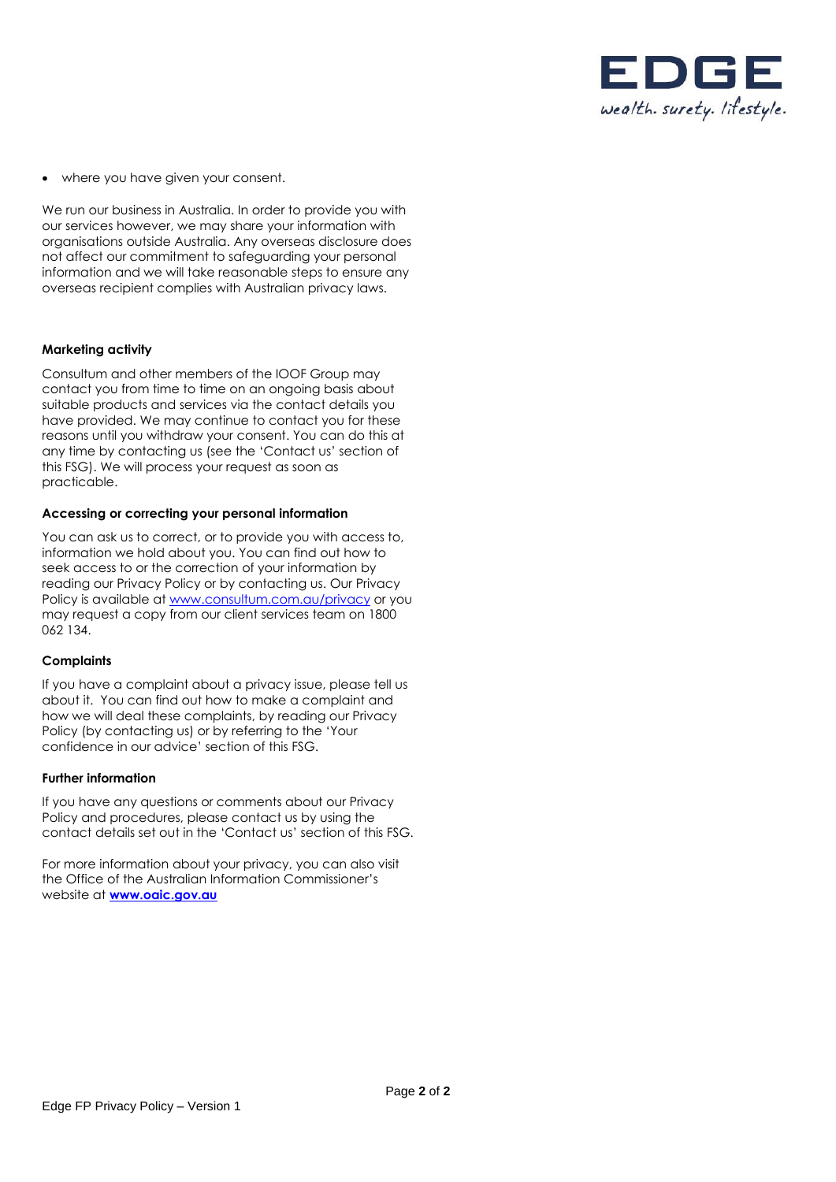- where you have given your consent.

We run our business in Australia. In order to provide you with our services however, we may share your information with organisations outside Australia. Any overseas disclosure does not affect our commitment to safeguarding your personal information and we will take reasonable steps to ensure any overseas recipient complies with Australian privacy laws.

**Marketing activity**

Consultum and other members of the IOOF Group may contact you from time to time on an ongoing basis about suitable products and services via the contact details you have provided. We may continue to contact you for these reasons until you withdraw your consent. You can do this at any time by contacting us (see the 'Contact us' section of this FSG). We will process your request as soon as practicable.

**Accessing or correcting your personal information**

You can ask us to correct, or to provide you with access to, information we hold about you. You can find out how to seek access to or the correction of your information by reading our Privacy Policy or by contacting us. Our Privacy Policy is available at www.consultum.com.au/privacy or you may request a copy from our client services team on 1800 062 134.

**Complaints**

If you have a complaint about a privacy issue, please tell us about it. You can find out how to make a complaint and how we will deal these complaints, by reading our Privacy Policy (by contacting us) or by referring to the 'Your confidence in our advice' section of this FSG.

**Further information**

If you have any questions or comments about our Privacy Policy and procedures, please contact us by using the contact details set out in the 'Contact us' section of this FSG.

For more information about your privacy, you can also visit the Office of the Australian Information Commissioner's website at **www.oaic.gov.au**